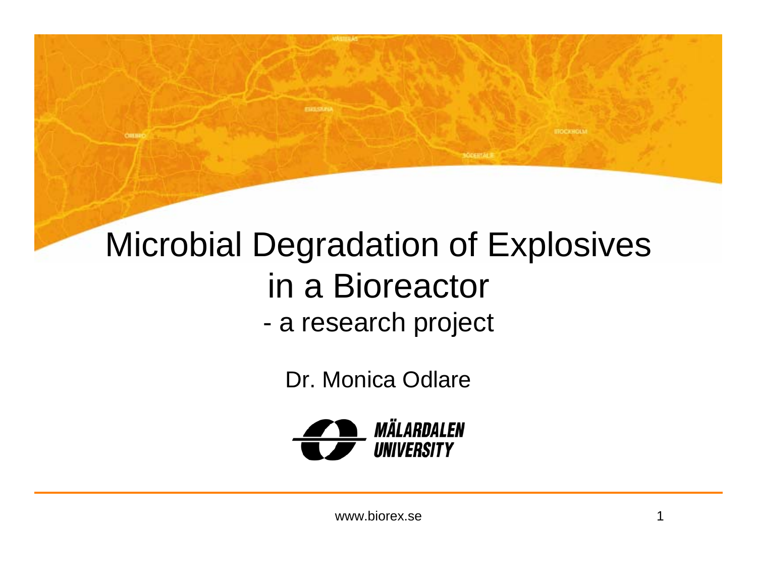# Microbial Degradation of Explosives in a Bioreactor

## - a research project

Dr. Monica Odlare

MÄLARDALEN UNIVERSITY

www.biorex.se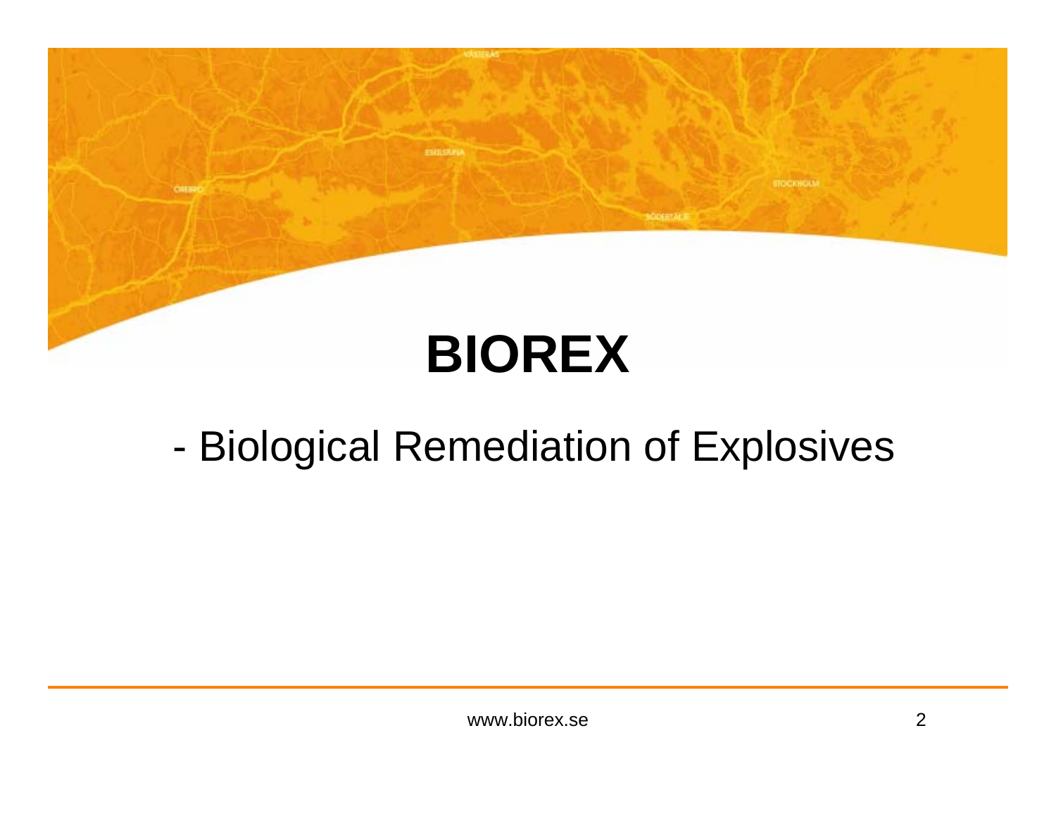# BIOREX

- Biological Remediation of Explosives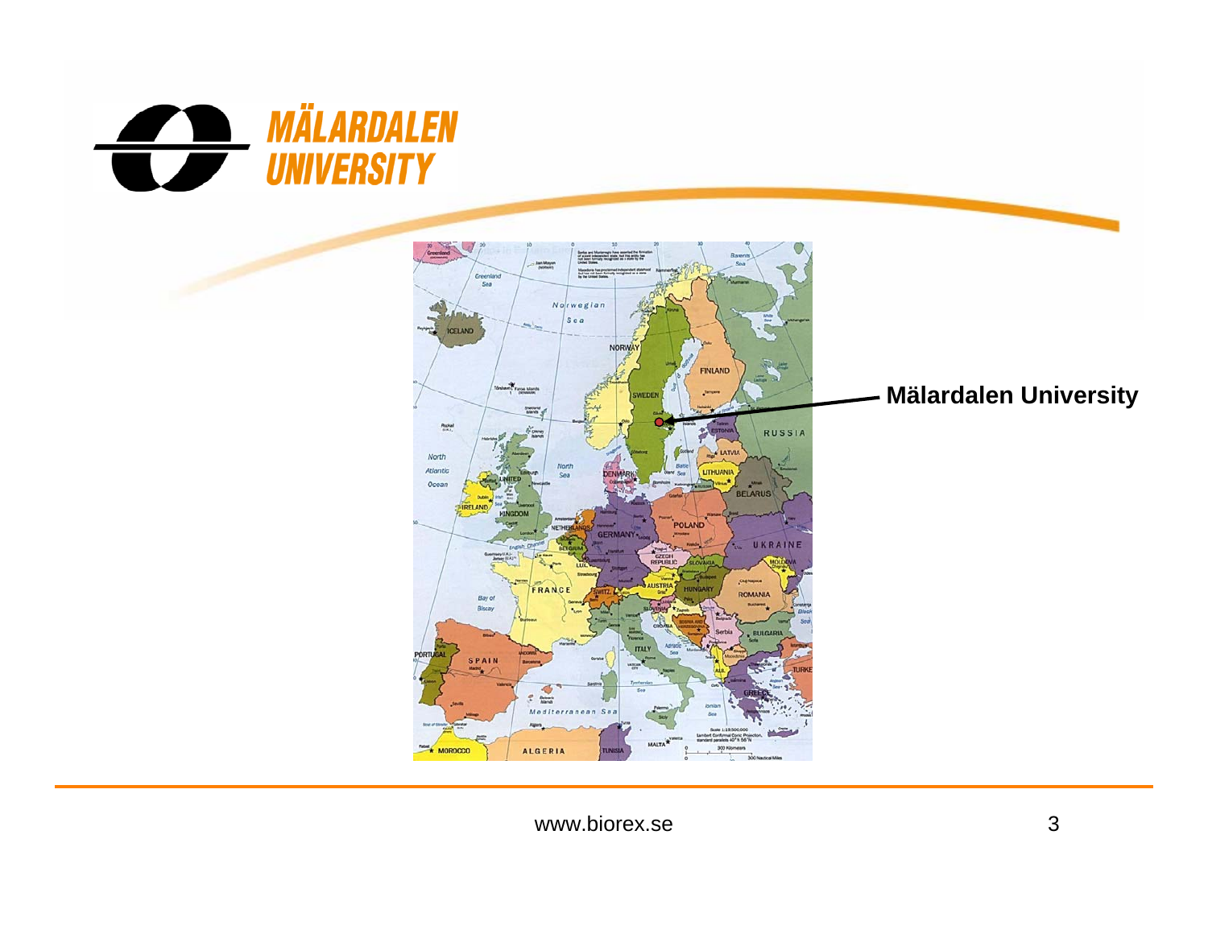MÄLARDALEN UNIVERSITY

Mälardalen University

www.biorex.se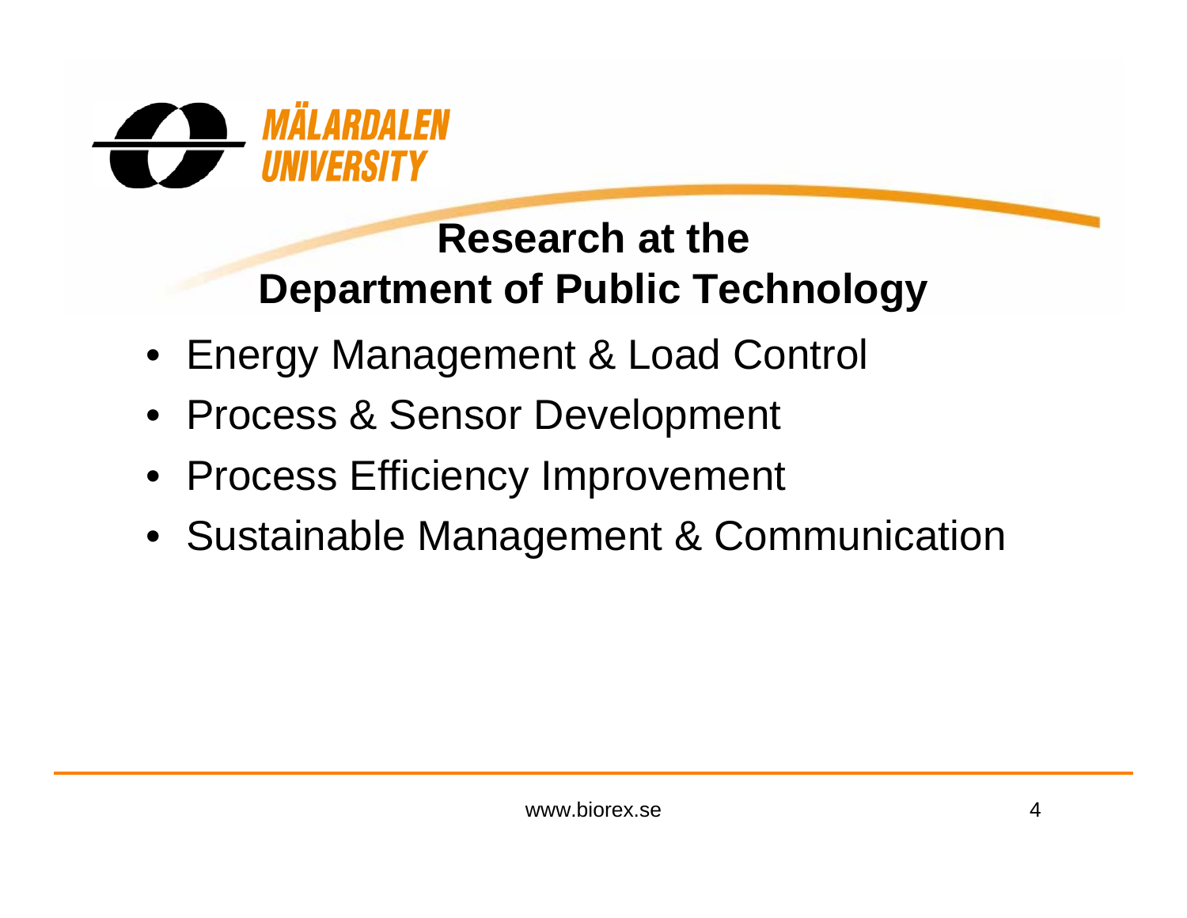MÄLARDALEN UNIVERSITY

# Research at the Department of Public Technology

- Energy Management & Load Control
- Process & Sensor Development
- Process Efficiency Improvement
- Sustainable Management & Communication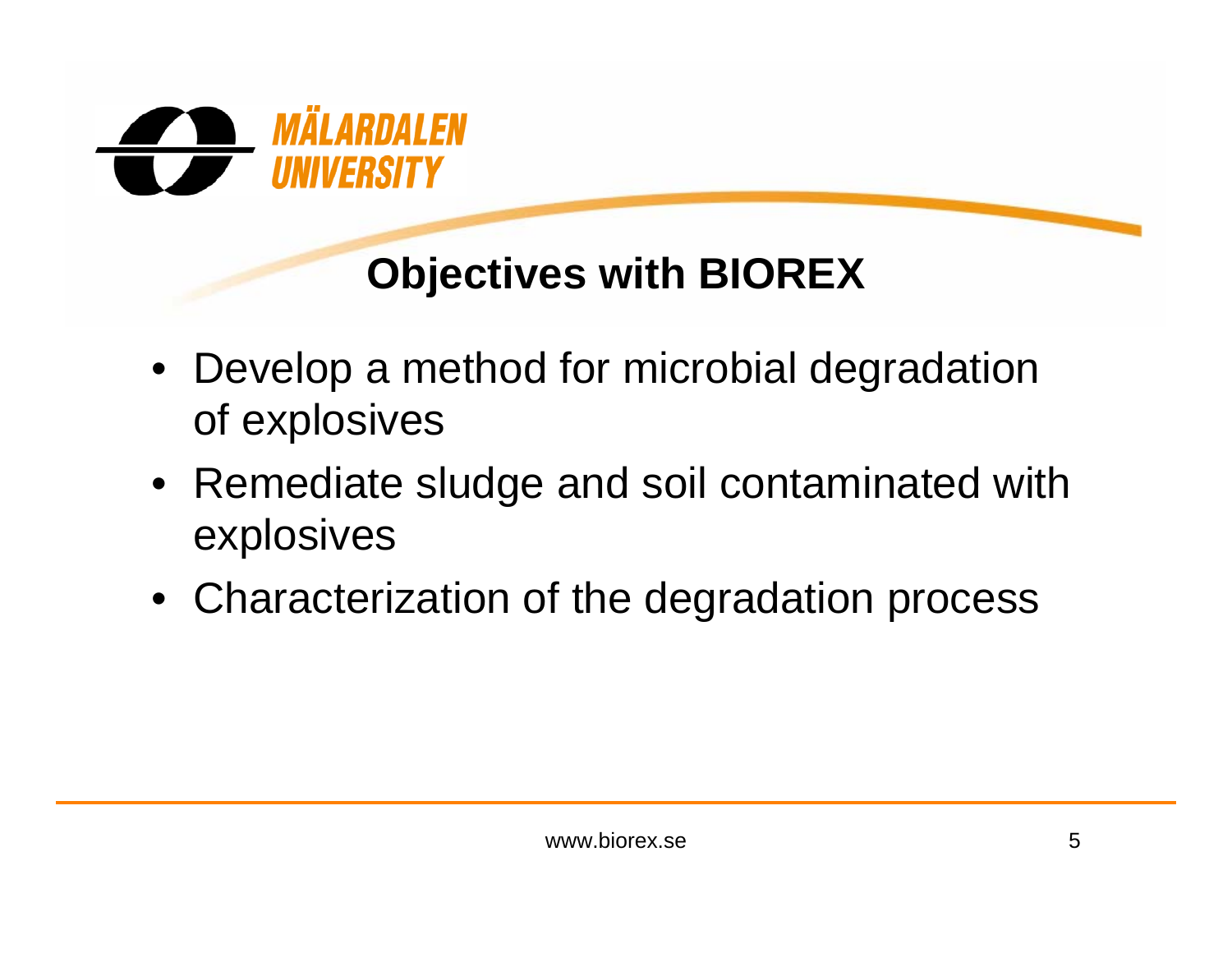# Objectives with BIOREX

- Develop a method for microbial degradation of explosives
- Remediate sludge and soil contaminated with explosives
- Characterization of the degradation process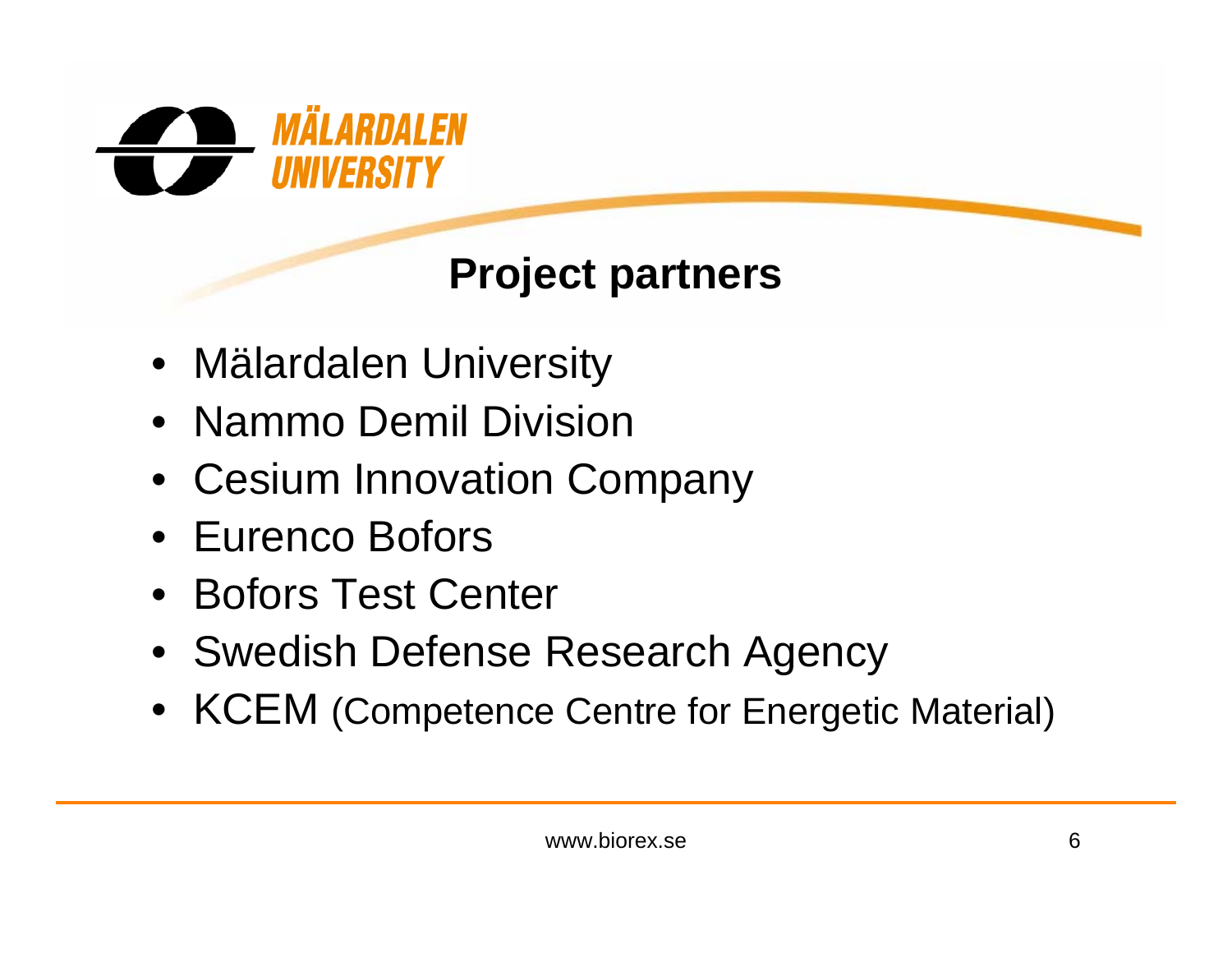# Project partners

- Mälardalen University
- Nammo Demil Division
- Cesium Innovation Company
- Eurenco Bofors
- Bofors Test Center
- Swedish Defense Research Agency
- KCEM (Competence Centre for Energetic Material)

www.biorex.se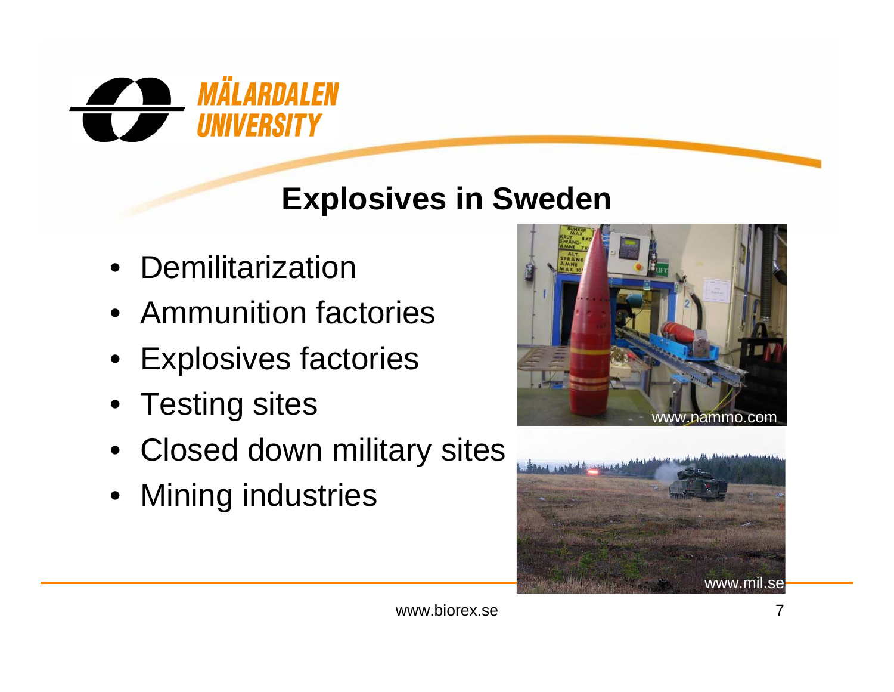# Explosives in Sweden

- Demilitarization
- Ammunition factories
- Explosives factories
- Testing sites
- Closed down military sites
- Mining industries

www.nammo.com

www.mil.se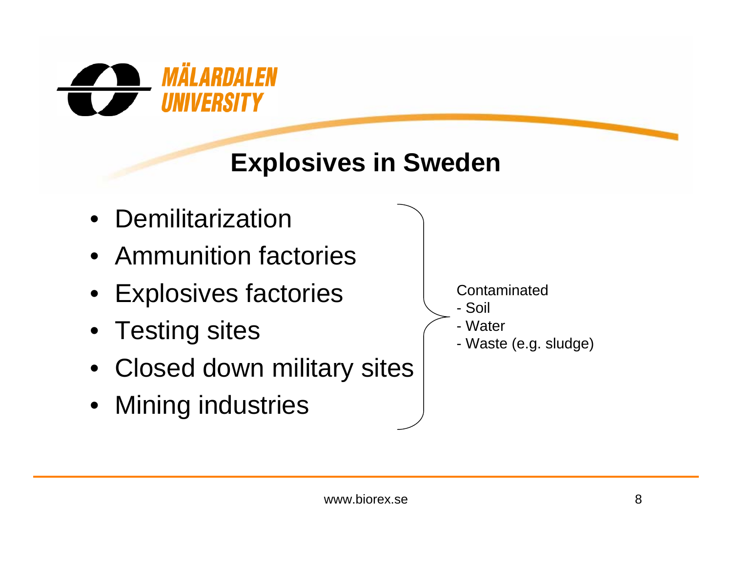## Explosives in Sweden

- Demilitarization
- Ammunition factories
- Explosives factories
- Testing sites
- Closed down military sites
- Mining industries

Contaminated
- Soil
- Water
- Waste (e.g. sludge)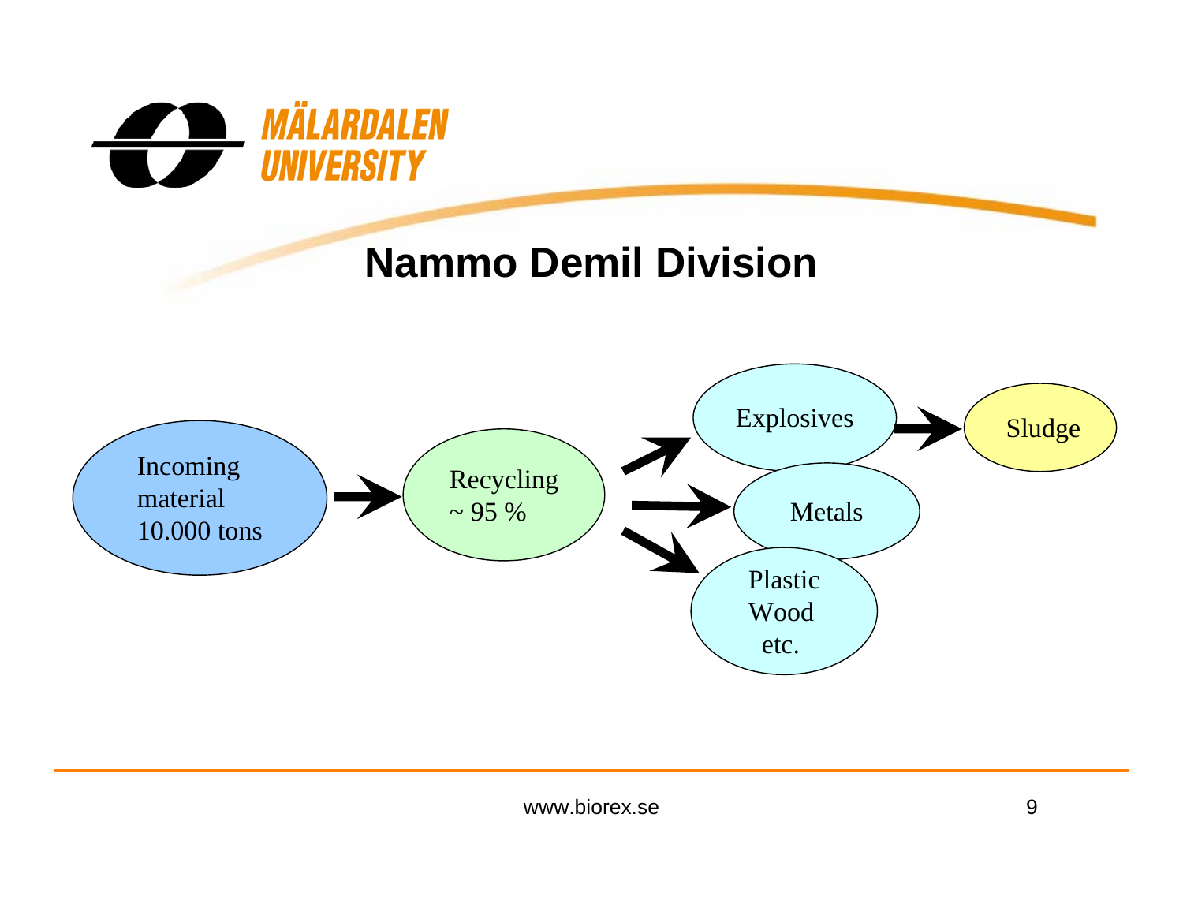# Nammo Demil Division

Incoming material 10.000 tons → Recycling ~ 95 %

Recycling → Explosives → Sludge

Recycling → Metals

Recycling → Plastic Wood etc.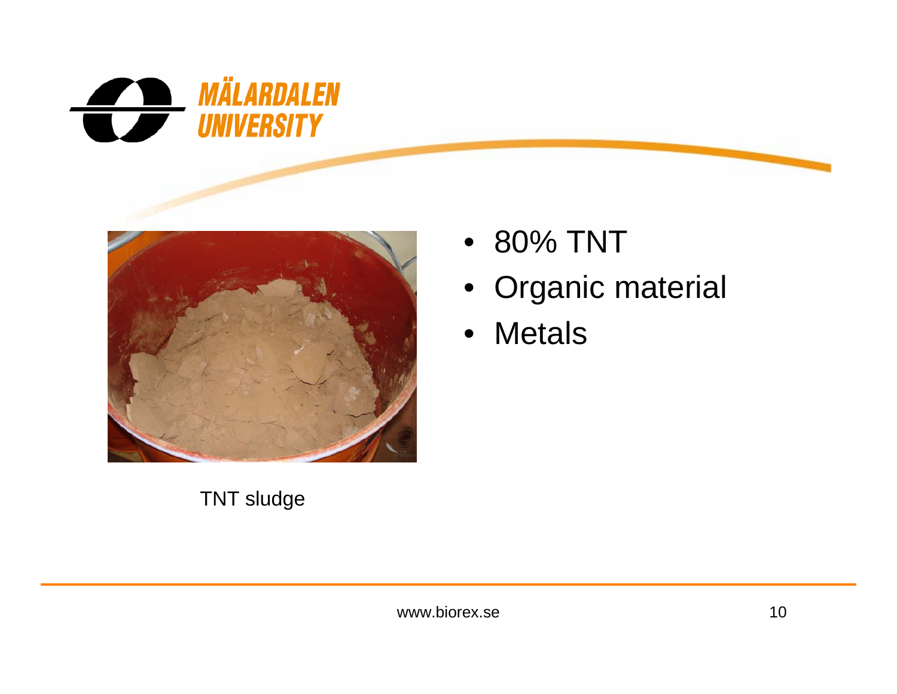- 80% TNT
- Organic material
- Metals

TNT sludge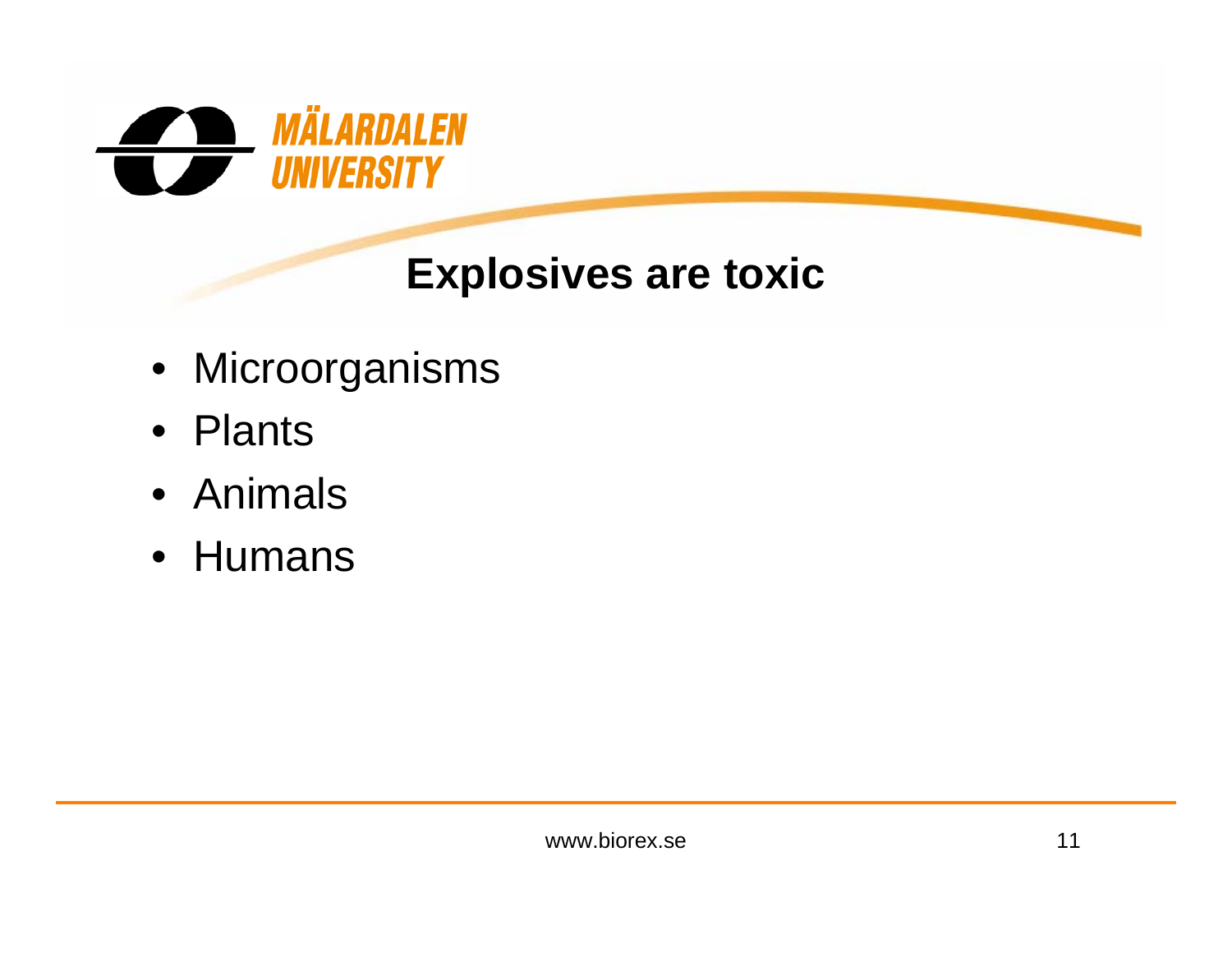# Explosives are toxic

- Microorganisms
- Plants
- Animals
- Humans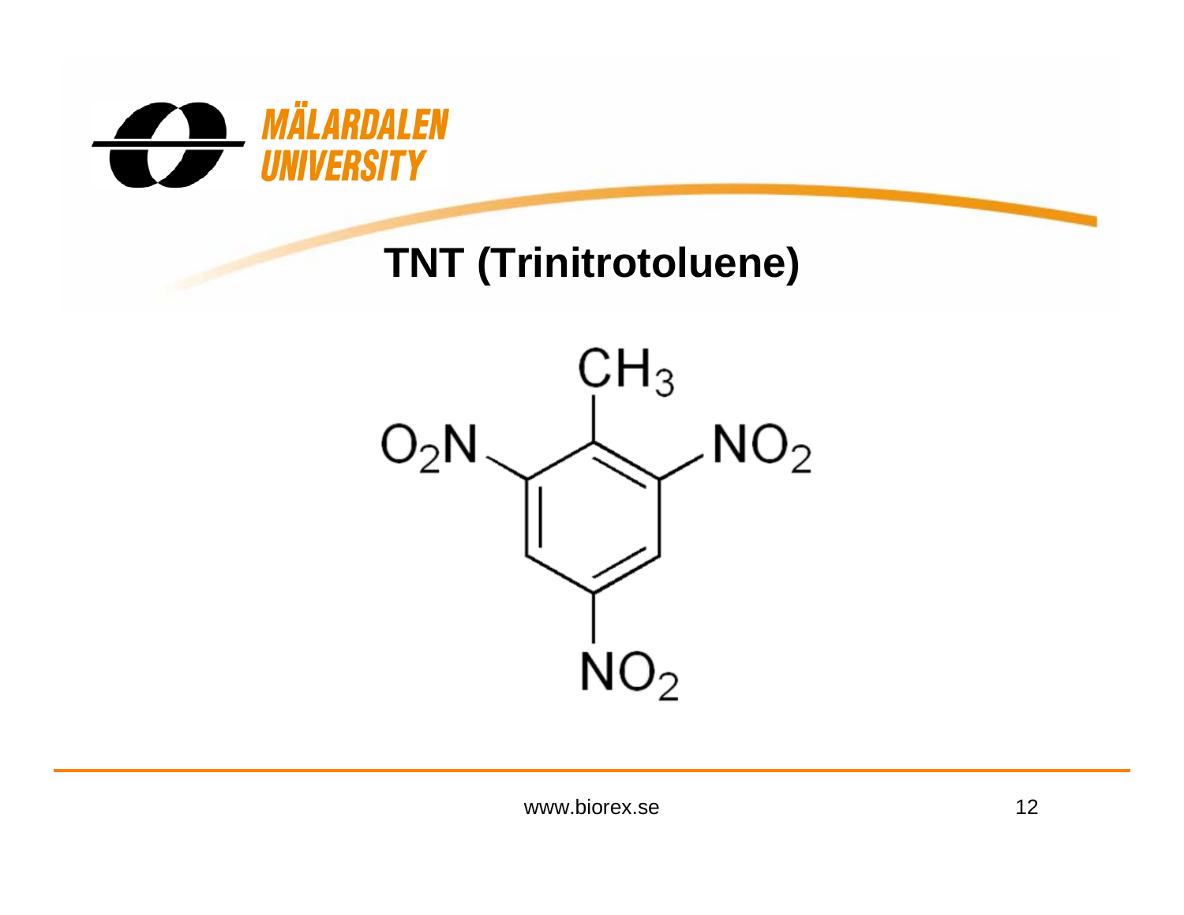# TNT (Trinitrotoluene)

$CH_3$

$O_2N$ $NO_2$

$NO_2$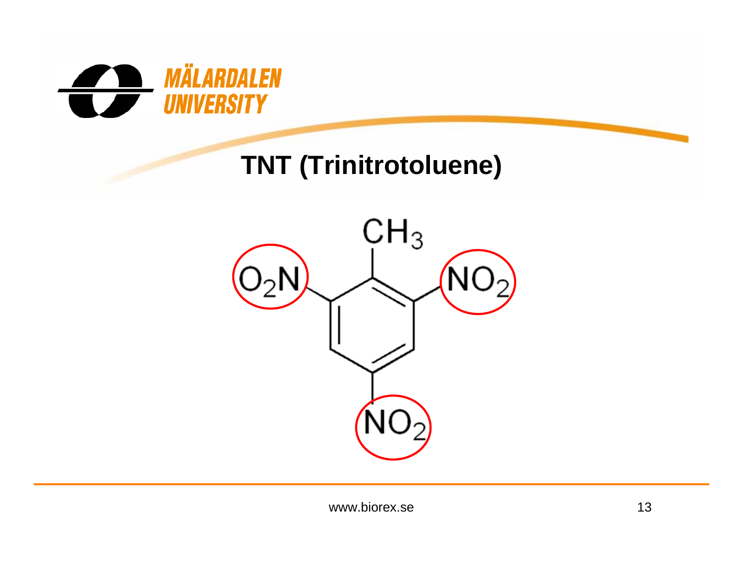# TNT (Trinitrotoluene)

$CH_3$

$O_2N$ $NO_2$

$NO_2$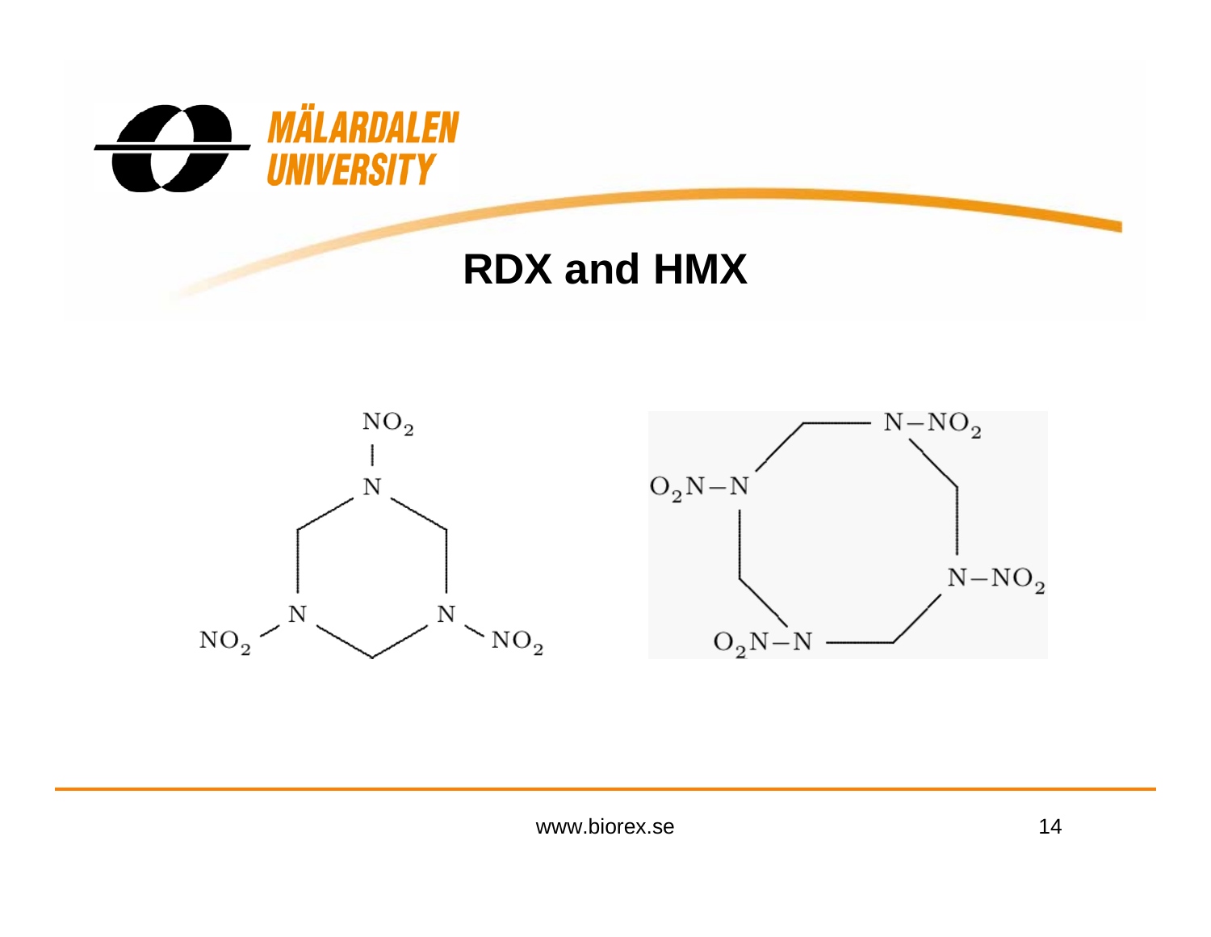# RDX and HMX

$NO_2$ | N ... (RDX structure labels: $NO_2$, N, N, N, $NO_2$, $NO_2$)

$N-NO_2$, $O_2N-N$, $N-NO_2$, $O_2N-N$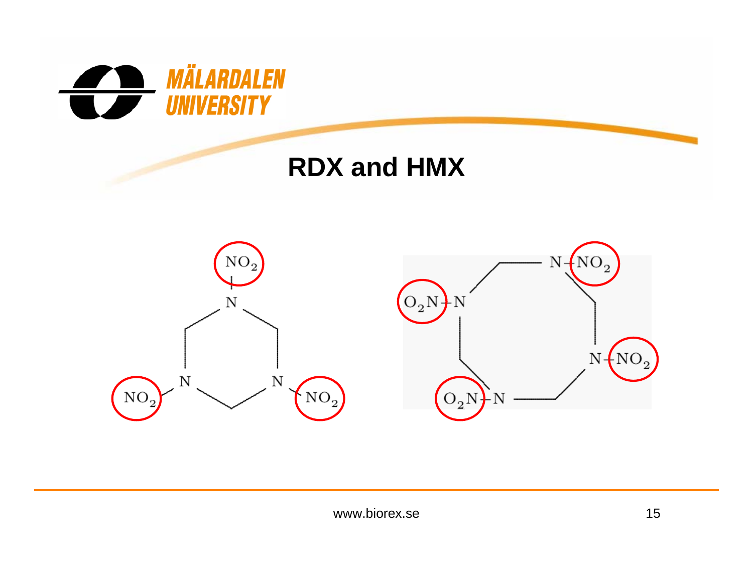# RDX and HMX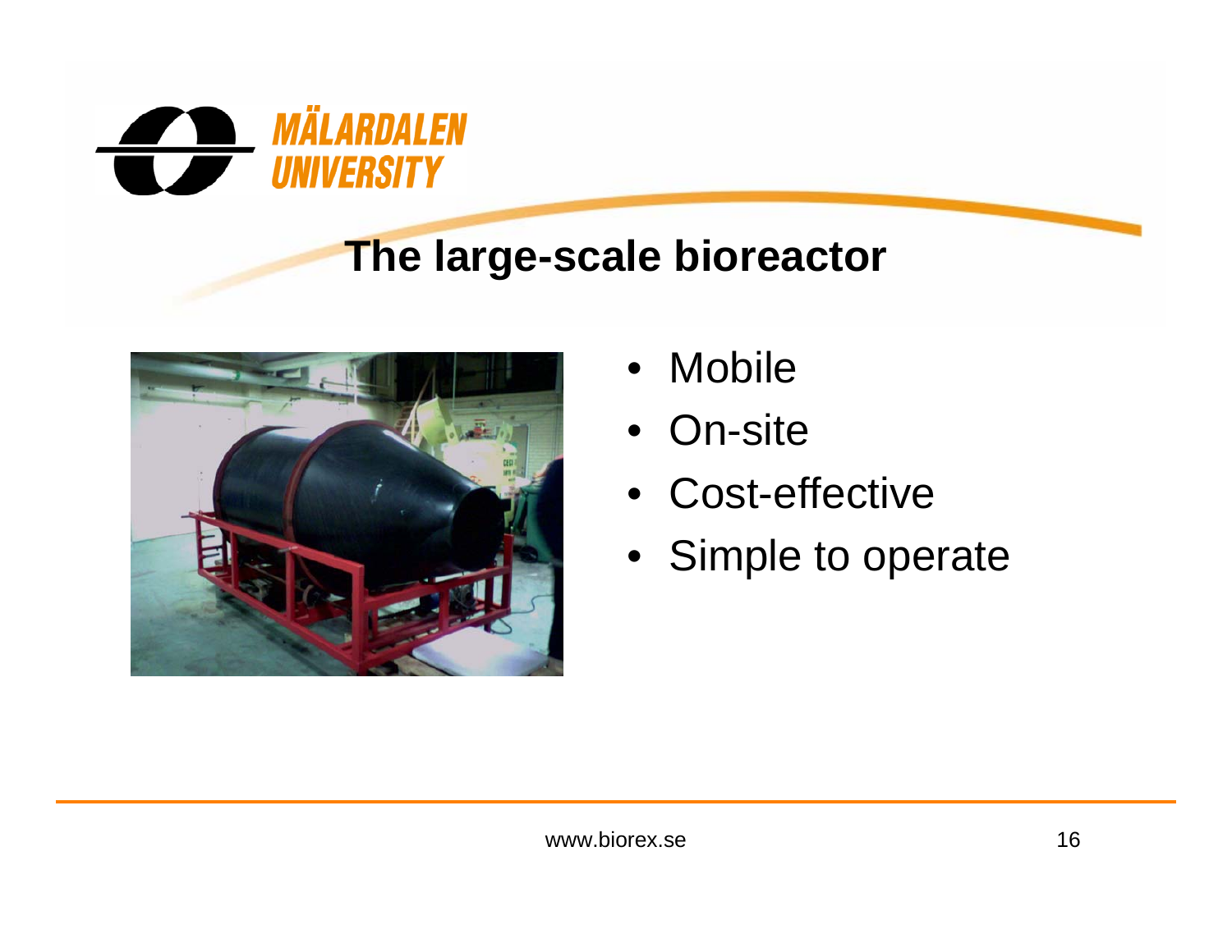# The large-scale bioreactor

- Mobile
- On-site
- Cost-effective
- Simple to operate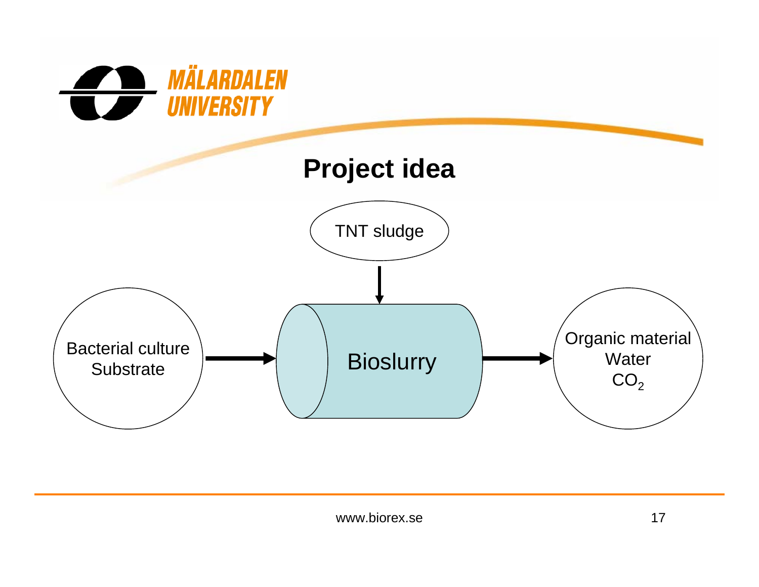# Project idea

TNT sludge

Bacterial culture
Substrate

Bioslurry

Organic material
Water
$CO_2$

www.biorex.se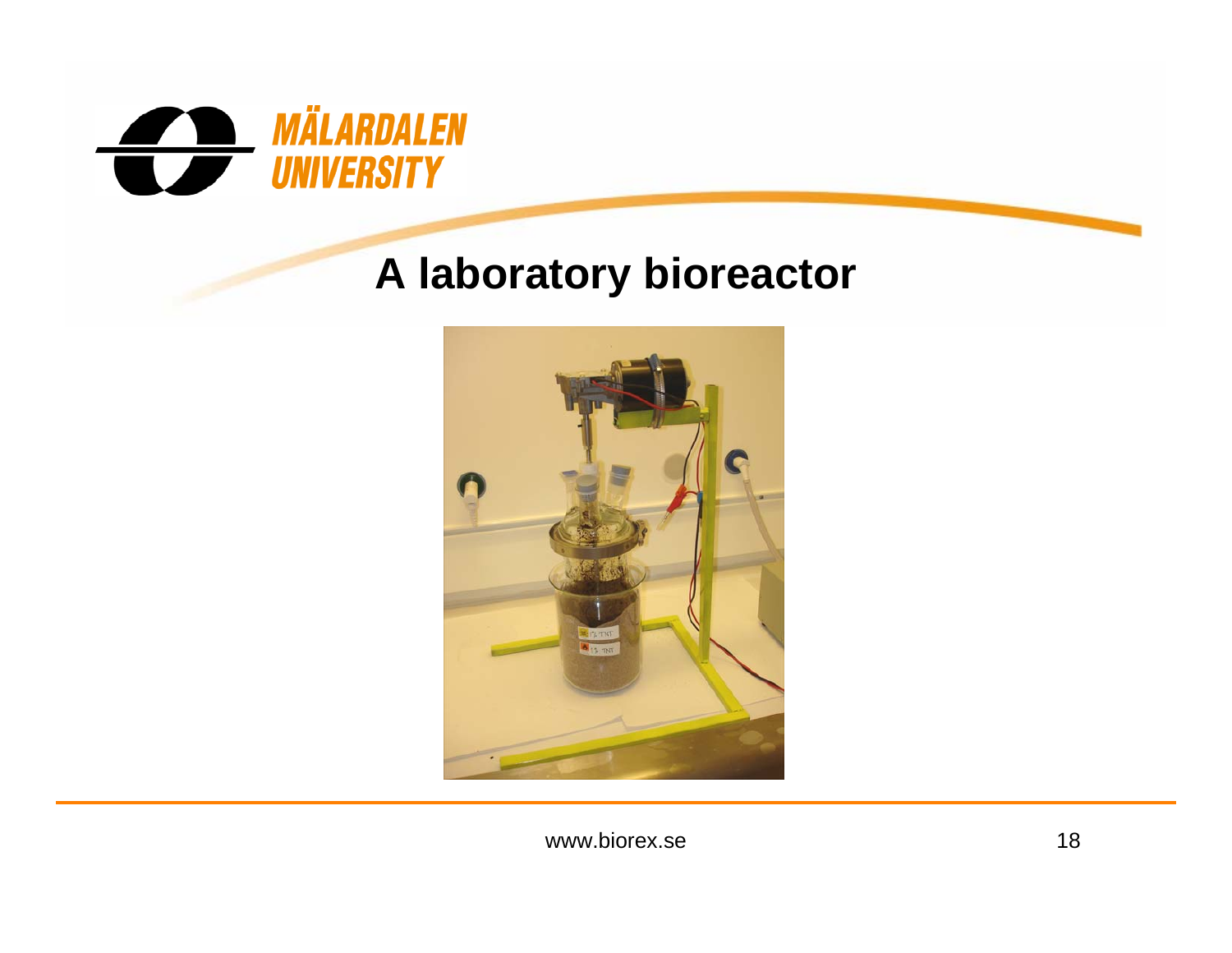# A laboratory bioreactor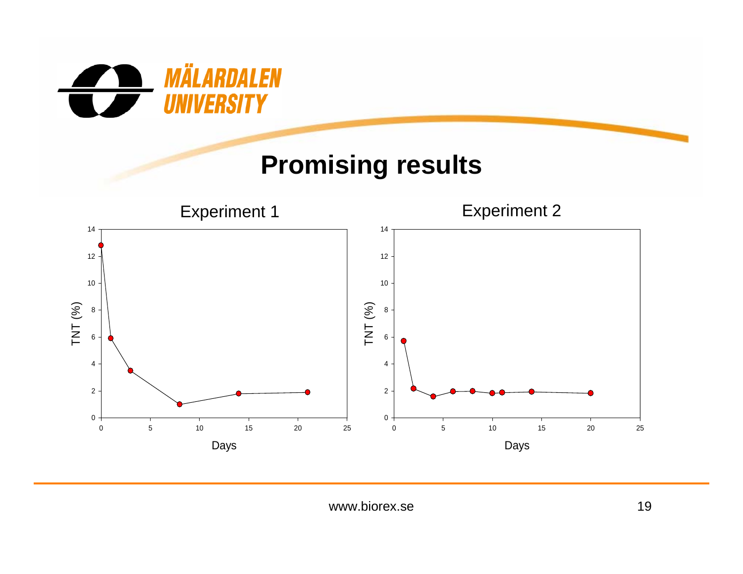# Promising results

Experiment 1

Experiment 2

www.biorex.se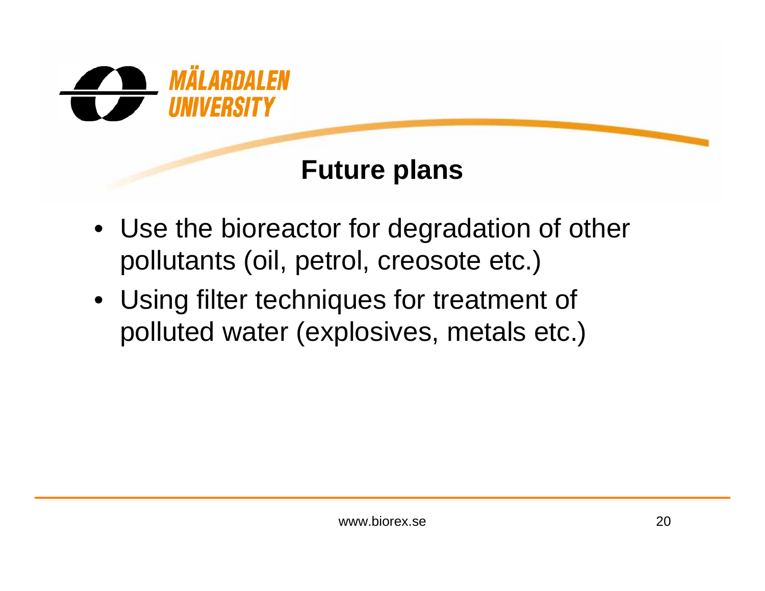## Future plans

- Use the bioreactor for degradation of other pollutants (oil, petrol, creosote etc.)
- Using filter techniques for treatment of polluted water (explosives, metals etc.)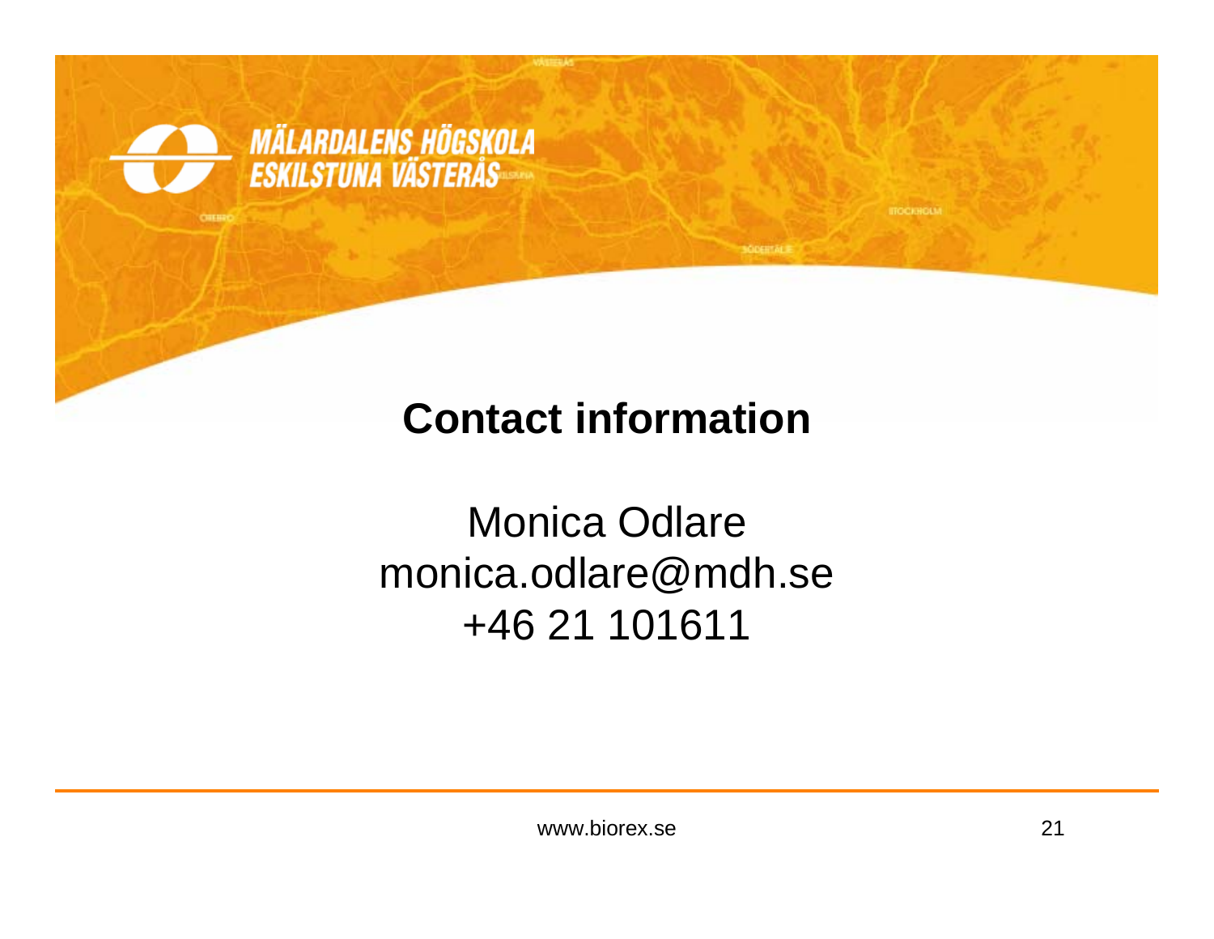MÄLARDALENS HÖGSKOLA
ESKILSTUNA VÄSTERÅS

# Contact information

Monica Odlare
monica.odlare@mdh.se
+46 21 101611

www.biorex.se